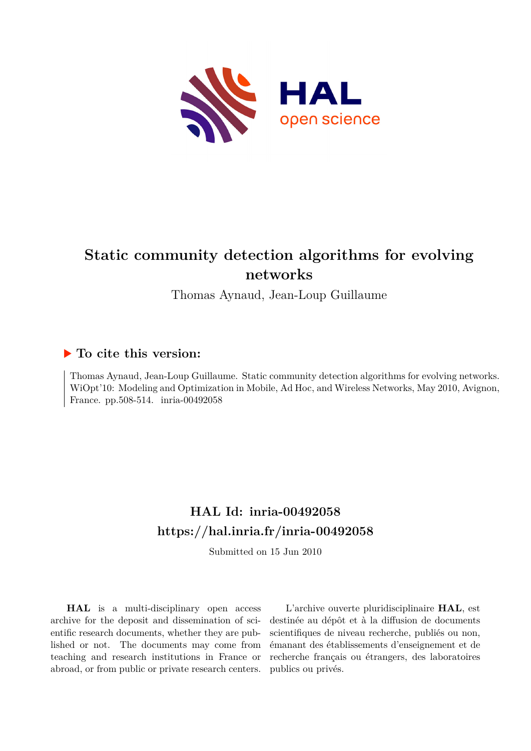# Static community detection algorithms for evolving networks

Thomas Aynaud, Jean-Loup Guillaume

## ▶ To cite this version:

Thomas Aynaud, Jean-Loup Guillaume. Static community detection algorithms for evolving networks. WiOpt'10: Modeling and Optimization in Mobile, Ad Hoc, and Wireless Networks, May 2010, Avignon, France. pp.508-514. inria-00492058

## HAL Id: inria-00492058
## https://hal.inria.fr/inria-00492058

Submitted on 15 Jun 2010

**HAL** is a multi-disciplinary open access archive for the deposit and dissemination of scientific research documents, whether they are published or not. The documents may come from teaching and research institutions in France or abroad, or from public or private research centers.

L'archive ouverte pluridisciplinaire **HAL**, est destinée au dépôt et à la diffusion de documents scientifiques de niveau recherche, publiés ou non, émanant des établissements d'enseignement et de recherche français ou étrangers, des laboratoires publics ou privés.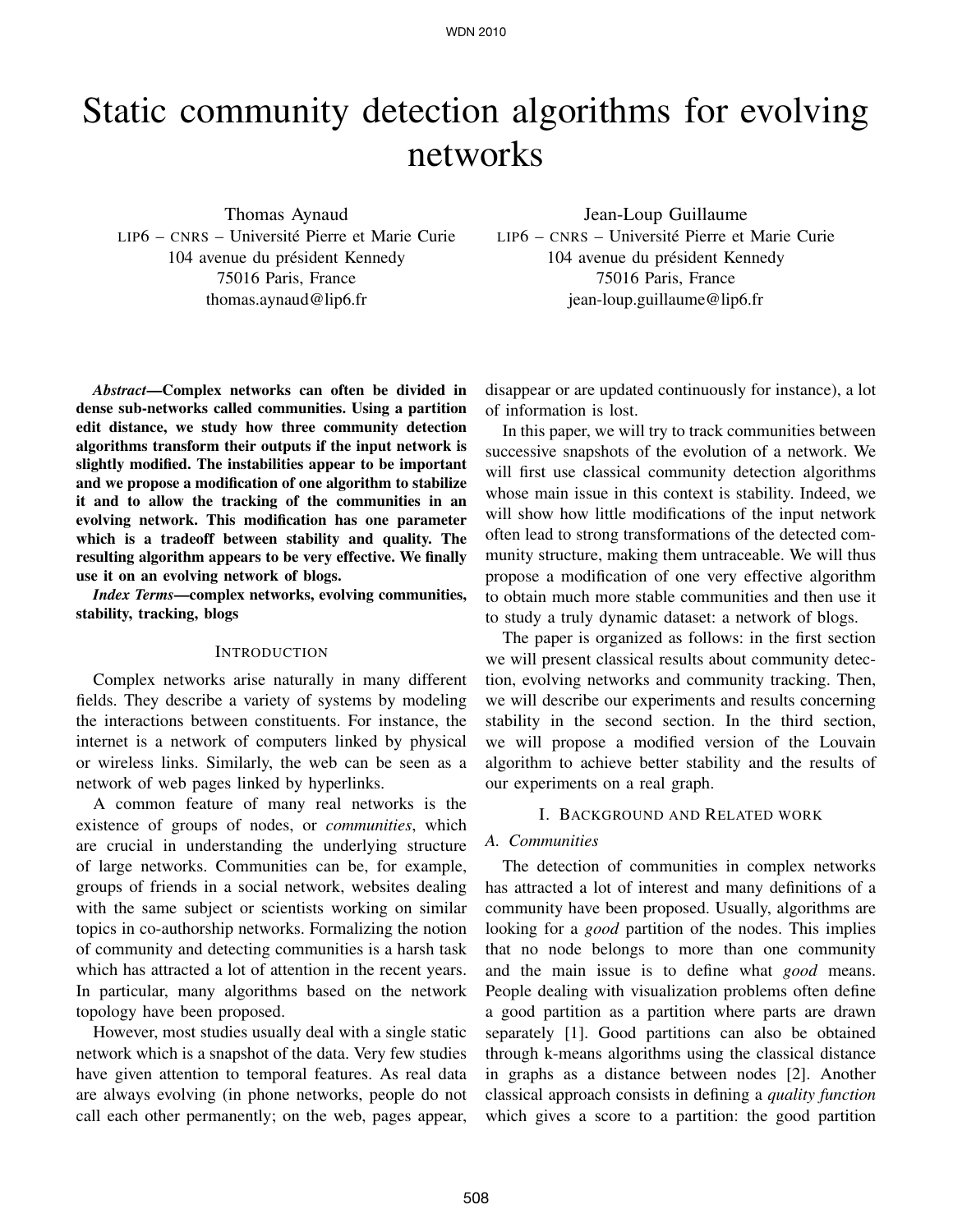# Static community detection algorithms for evolving networks

Thomas Aynaud
LIP6 – CNRS – Université Pierre et Marie Curie
104 avenue du président Kennedy
75016 Paris, France
thomas.aynaud@lip6.fr

Jean-Loup Guillaume
LIP6 – CNRS – Université Pierre et Marie Curie
104 avenue du président Kennedy
75016 Paris, France
jean-loup.guillaume@lip6.fr

***Abstract*—Complex networks can often be divided in dense sub-networks called communities. Using a partition edit distance, we study how three community detection algorithms transform their outputs if the input network is slightly modified. The instabilities appear to be important and we propose a modification of one algorithm to stabilize it and to allow the tracking of the communities in an evolving network. This modification has one parameter which is a tradeoff between stability and quality. The resulting algorithm appears to be very effective. We finally use it on an evolving network of blogs.**

***Index Terms*—complex networks, evolving communities, stability, tracking, blogs**

## INTRODUCTION

Complex networks arise naturally in many different fields. They describe a variety of systems by modeling the interactions between constituents. For instance, the internet is a network of computers linked by physical or wireless links. Similarly, the web can be seen as a network of web pages linked by hyperlinks.

A common feature of many real networks is the existence of groups of nodes, or *communities*, which are crucial in understanding the underlying structure of large networks. Communities can be, for example, groups of friends in a social network, websites dealing with the same subject or scientists working on similar topics in co-authorship networks. Formalizing the notion of community and detecting communities is a harsh task which has attracted a lot of attention in the recent years. In particular, many algorithms based on the network topology have been proposed.

However, most studies usually deal with a single static network which is a snapshot of the data. Very few studies have given attention to temporal features. As real data are always evolving (in phone networks, people do not call each other permanently; on the web, pages appear, disappear or are updated continuously for instance), a lot of information is lost.

In this paper, we will try to track communities between successive snapshots of the evolution of a network. We will first use classical community detection algorithms whose main issue in this context is stability. Indeed, we will show how little modifications of the input network often lead to strong transformations of the detected community structure, making them untraceable. We will thus propose a modification of one very effective algorithm to obtain much more stable communities and then use it to study a truly dynamic dataset: a network of blogs.

The paper is organized as follows: in the first section we will present classical results about community detection, evolving networks and community tracking. Then, we will describe our experiments and results concerning stability in the second section. In the third section, we will propose a modified version of the Louvain algorithm to achieve better stability and the results of our experiments on a real graph.

## I. BACKGROUND AND RELATED WORK

### A. Communities

The detection of communities in complex networks has attracted a lot of interest and many definitions of a community have been proposed. Usually, algorithms are looking for a *good* partition of the nodes. This implies that no node belongs to more than one community and the main issue is to define what *good* means. People dealing with visualization problems often define a good partition as a partition where parts are drawn separately [1]. Good partitions can also be obtained through k-means algorithms using the classical distance in graphs as a distance between nodes [2]. Another classical approach consists in defining a *quality function* which gives a score to a partition: the good partition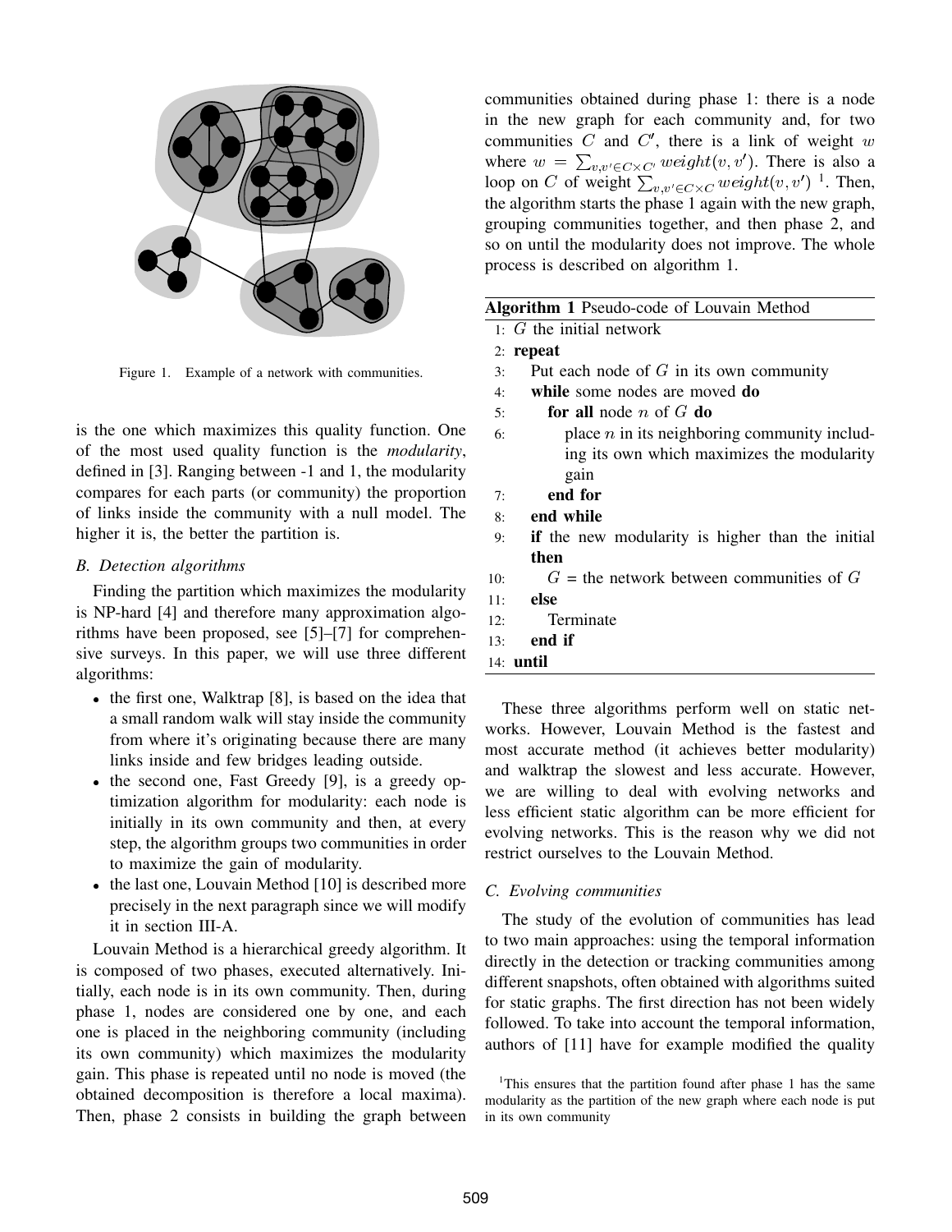Figure 1. Example of a network with communities.

is the one which maximizes this quality function. One of the most used quality function is the *modularity*, defined in [3]. Ranging between -1 and 1, the modularity compares for each parts (or community) the proportion of links inside the community with a null model. The higher it is, the better the partition is.

### B. Detection algorithms

Finding the partition which maximizes the modularity is NP-hard [4] and therefore many approximation algorithms have been proposed, see [5]–[7] for comprehensive surveys. In this paper, we will use three different algorithms:

- the first one, Walktrap [8], is based on the idea that a small random walk will stay inside the community from where it's originating because there are many links inside and few bridges leading outside.
- the second one, Fast Greedy [9], is a greedy optimization algorithm for modularity: each node is initially in its own community and then, at every step, the algorithm groups two communities in order to maximize the gain of modularity.
- the last one, Louvain Method [10] is described more precisely in the next paragraph since we will modify it in section III-A.

Louvain Method is a hierarchical greedy algorithm. It is composed of two phases, executed alternatively. Initially, each node is in its own community. Then, during phase 1, nodes are considered one by one, and each one is placed in the neighboring community (including its own community) which maximizes the modularity gain. This phase is repeated until no node is moved (the obtained decomposition is therefore a local maxima). Then, phase 2 consists in building the graph between communities obtained during phase 1: there is a node in the new graph for each community and, for two communities $C$ and $C'$, there is a link of weight $w$ where $w = \sum_{v,v' \in C \times C'} weight(v, v')$. There is also a loop on $C$ of weight $\sum_{v,v' \in C \times C} weight(v, v')$ [1]. Then, the algorithm starts the phase 1 again with the new graph, grouping communities together, and then phase 2, and so on until the modularity does not improve. The whole process is described on algorithm 1.

**Algorithm 1** Pseudo-code of Louvain Method

```
1:  G the initial network
2:  repeat
3:    Put each node of G in its own community
4:    while some nodes are moved do
5:      for all node n of G do
6:        place n in its neighboring community including its own which maximizes the modularity gain
7:      end for
8:    end while
9:    if the new modularity is higher than the initial then
10:     G = the network between communities of G
11:   else
12:     Terminate
13:   end if
14: until
```

These three algorithms perform well on static networks. However, Louvain Method is the fastest and most accurate method (it achieves better modularity) and walktrap the slowest and less accurate. However, we are willing to deal with evolving networks and less efficient static algorithm can be more efficient for evolving networks. This is the reason why we did not restrict ourselves to the Louvain Method.

### C. Evolving communities

The study of the evolution of communities has lead to two main approaches: using the temporal information directly in the detection or tracking communities among different snapshots, often obtained with algorithms suited for static graphs. The first direction has not been widely followed. To take into account the temporal information, authors of [11] have for example modified the quality

[1] This ensures that the partition found after phase 1 has the same modularity as the partition of the new graph where each node is put in its own community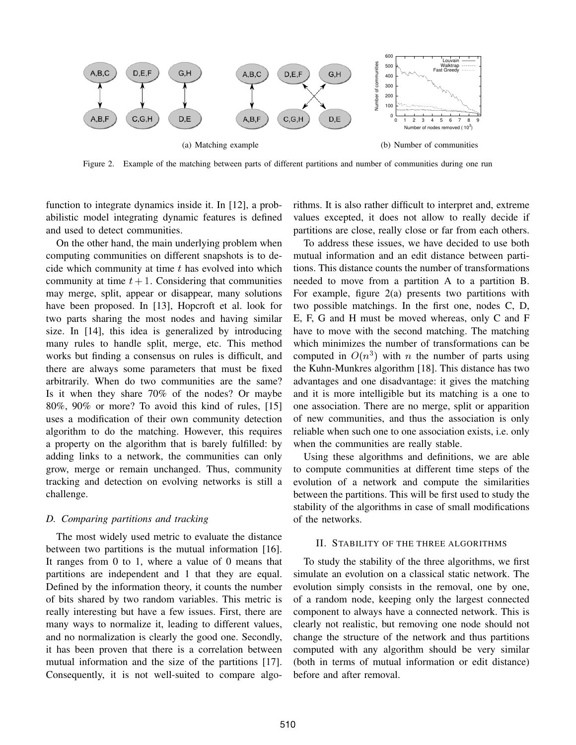A,B,C

D,E,F

G,H

A,B,F

C,G,H

D,E

A,B,C

D,E,F

G,H

A,B,F

C,G,H

D,E

(a) Matching example

600
500
400
300
200
100
0

Number of communities

0 1 2 3 4 5 6 7 8 9

Number of nodes removed ( $10^3$)

Louvain
Walktrap
Fast Greedy

(b) Number of communities

Figure 2. Example of the matching between parts of different partitions and number of communities during one run

function to integrate dynamics inside it. In [12], a probabilistic model integrating dynamic features is defined and used to detect communities.

On the other hand, the main underlying problem when computing communities on different snapshots is to decide which community at time $t$ has evolved into which community at time $t + 1$. Considering that communities may merge, split, appear or disappear, many solutions have been proposed. In [13], Hopcroft et al. look for two parts sharing the most nodes and having similar size. In [14], this idea is generalized by introducing many rules to handle split, merge, etc. This method works but finding a consensus on rules is difficult, and there are always some parameters that must be fixed arbitrarily. When do two communities are the same? Is it when they share 70% of the nodes? Or maybe 80%, 90% or more? To avoid this kind of rules, [15] uses a modification of their own community detection algorithm to do the matching. However, this requires a property on the algorithm that is barely fulfilled: by adding links to a network, the communities can only grow, merge or remain unchanged. Thus, community tracking and detection on evolving networks is still a challenge.

### D. Comparing partitions and tracking

The most widely used metric to evaluate the distance between two partitions is the mutual information [16]. It ranges from 0 to 1, where a value of 0 means that partitions are independent and 1 that they are equal. Defined by the information theory, it counts the number of bits shared by two random variables. This metric is really interesting but have a few issues. First, there are many ways to normalize it, leading to different values, and no normalization is clearly the good one. Secondly, it has been proven that there is a correlation between mutual information and the size of the partitions [17]. Consequently, it is not well-suited to compare algorithms. It is also rather difficult to interpret and, extreme values excepted, it does not allow to really decide if partitions are close, really close or far from each others.

To address these issues, we have decided to use both mutual information and an edit distance between partitions. This distance counts the number of transformations needed to move from a partition A to a partition B. For example, figure 2(a) presents two partitions with two possible matchings. In the first one, nodes C, D, E, F, G and H must be moved whereas, only C and F have to move with the second matching. The matching which minimizes the number of transformations can be computed in $O(n^3)$ with $n$ the number of parts using the Kuhn-Munkres algorithm [18]. This distance has two advantages and one disadvantage: it gives the matching and it is more intelligible but its matching is a one to one association. There are no merge, split or apparition of new communities, and thus the association is only reliable when such one to one association exists, i.e. only when the communities are really stable.

Using these algorithms and definitions, we are able to compute communities at different time steps of the evolution of a network and compute the similarities between the partitions. This will be first used to study the stability of the algorithms in case of small modifications of the networks.

## II. Stability of the three algorithms

To study the stability of the three algorithms, we first simulate an evolution on a classical static network. The evolution simply consists in the removal, one by one, of a random node, keeping only the largest connected component to always have a connected network. This is clearly not realistic, but removing one node should not change the structure of the network and thus partitions computed with any algorithm should be very similar (both in terms of mutual information or edit distance) before and after removal.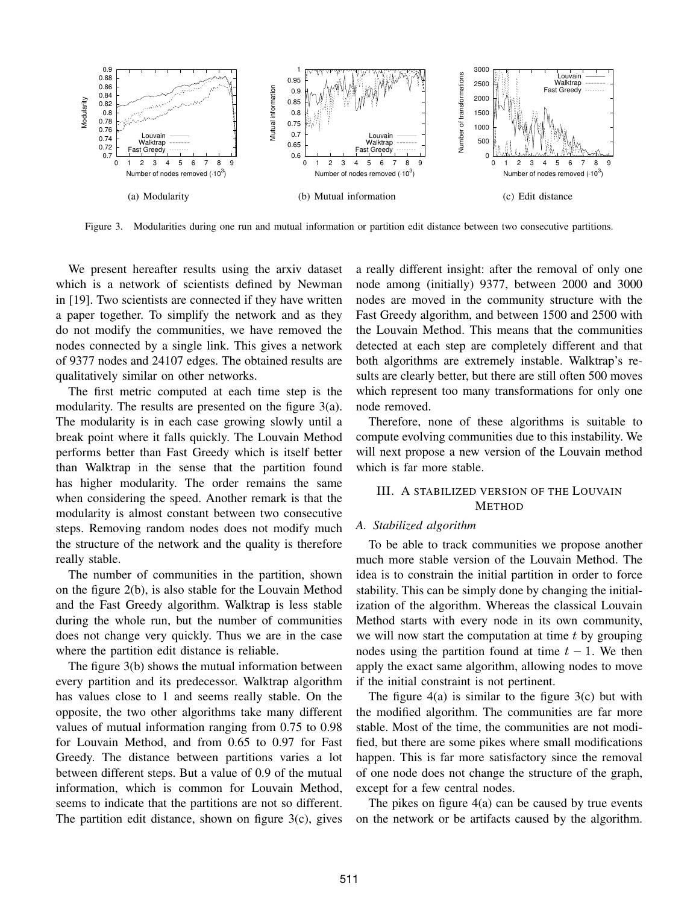0.9
0.88
0.86
0.84
0.82
0.8
0.78
0.76
0.74
0.72
0.7
Modularity
Louvain
Walktrap
Fast Greedy
0 1 2 3 4 5 6 7 8 9
Number of nodes removed ($\cdot 10^3$)

(a) Modularity

1
0.95
0.9
0.85
0.8
0.75
0.7
0.65
0.6
Mutual information
Louvain
Walktrap
Fast Greedy
0 1 2 3 4 5 6 7 8 9
Number of nodes removed ($\cdot 10^3$)

(b) Mutual information

3000
2500
2000
1500
1000
500
0
Number of transformations
Louvain
Walktrap
Fast Greedy
0 1 2 3 4 5 6 7 8 9
Number of nodes removed ($\cdot 10^3$)

(c) Edit distance

Figure 3. Modularities during one run and mutual information or partition edit distance between two consecutive partitions.

We present hereafter results using the arxiv dataset which is a network of scientists defined by Newman in [19]. Two scientists are connected if they have written a paper together. To simplify the network and as they do not modify the communities, we have removed the nodes connected by a single link. This gives a network of 9377 nodes and 24107 edges. The obtained results are qualitatively similar on other networks.

The first metric computed at each time step is the modularity. The results are presented on the figure 3(a). The modularity is in each case growing slowly until a break point where it falls quickly. The Louvain Method performs better than Fast Greedy which is itself better than Walktrap in the sense that the partition found has higher modularity. The order remains the same when considering the speed. Another remark is that the modularity is almost constant between two consecutive steps. Removing random nodes does not modify much the structure of the network and the quality is therefore really stable.

The number of communities in the partition, shown on the figure 2(b), is also stable for the Louvain Method and the Fast Greedy algorithm. Walktrap is less stable during the whole run, but the number of communities does not change very quickly. Thus we are in the case where the partition edit distance is reliable.

The figure 3(b) shows the mutual information between every partition and its predecessor. Walktrap algorithm has values close to 1 and seems really stable. On the opposite, the two other algorithms take many different values of mutual information ranging from 0.75 to 0.98 for Louvain Method, and from 0.65 to 0.97 for Fast Greedy. The distance between partitions varies a lot between different steps. But a value of 0.9 of the mutual information, which is common for Louvain Method, seems to indicate that the partitions are not so different. The partition edit distance, shown on figure 3(c), gives a really different insight: after the removal of only one node among (initially) 9377, between 2000 and 3000 nodes are moved in the community structure with the Fast Greedy algorithm, and between 1500 and 2500 with the Louvain Method. This means that the communities detected at each step are completely different and that both algorithms are extremely instable. Walktrap's results are clearly better, but there are still often 500 moves which represent too many transformations for only one node removed.

Therefore, none of these algorithms is suitable to compute evolving communities due to this instability. We will next propose a new version of the Louvain method which is far more stable.

## III. A STABILIZED VERSION OF THE LOUVAIN METHOD

### A. Stabilized algorithm

To be able to track communities we propose another much more stable version of the Louvain Method. The idea is to constrain the initial partition in order to force stability. This can be simply done by changing the initialization of the algorithm. Whereas the classical Louvain Method starts with every node in its own community, we will now start the computation at time $t$ by grouping nodes using the partition found at time $t-1$. We then apply the exact same algorithm, allowing nodes to move if the initial constraint is not pertinent.

The figure 4(a) is similar to the figure 3(c) but with the modified algorithm. The communities are far more stable. Most of the time, the communities are not modified, but there are some pikes where small modifications happen. This is far more satisfactory since the removal of one node does not change the structure of the graph, except for a few central nodes.

The pikes on figure 4(a) can be caused by true events on the network or be artifacts caused by the algorithm.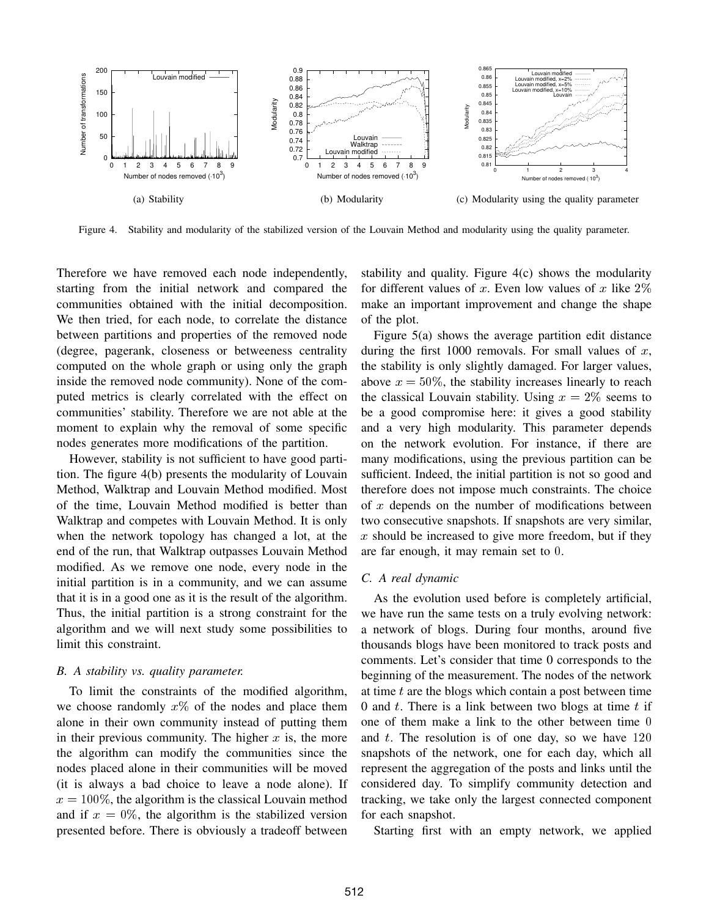Louvain modified

Number of transformations

200
150
100
50
0

0 1 2 3 4 5 6 7 8 9

Number of nodes removed ($\cdot 10^3$)

(a) Stability

Modularity

0.9
0.88
0.86
0.84
0.82
0.8
0.78
0.76
0.74
0.72
0.7

Louvain
Walktrap
Louvain modified

0 1 2 3 4 5 6 7 8 9

Number of nodes removed ($\cdot 10^3$)

(b) Modularity

Modularity

0.865
0.86
0.855
0.85
0.845
0.84
0.835
0.83
0.825
0.82
0.815
0.81

Louvain modified
Louvain modified, x=2%
Louvain modified, x=5%
Louvain modified, x=10%
Louvain

0 1 2 3 4

Number of nodes removed ($\cdot 10^3$)

(c) Modularity using the quality parameter

Figure 4. Stability and modularity of the stabilized version of the Louvain Method and modularity using the quality parameter.

Therefore we have removed each node independently, starting from the initial network and compared the communities obtained with the initial decomposition. We then tried, for each node, to correlate the distance between partitions and properties of the removed node (degree, pagerank, closeness or betweeness centrality computed on the whole graph or using only the graph inside the removed node community). None of the computed metrics is clearly correlated with the effect on communities' stability. Therefore we are not able at the moment to explain why the removal of some specific nodes generates more modifications of the partition.

However, stability is not sufficient to have good partition. The figure 4(b) presents the modularity of Louvain Method, Walktrap and Louvain Method modified. Most of the time, Louvain Method modified is better than Walktrap and competes with Louvain Method. It is only when the network topology has changed a lot, at the end of the run, that Walktrap outpasses Louvain Method modified. As we remove one node, every node in the initial partition is in a community, and we can assume that it is in a good one as it is the result of the algorithm. Thus, the initial partition is a strong constraint for the algorithm and we will next study some possibilities to limit this constraint.

### *B. A stability vs. quality parameter.*

To limit the constraints of the modified algorithm, we choose randomly $x\%$ of the nodes and place them alone in their own community instead of putting them in their previous community. The higher $x$ is, the more the algorithm can modify the communities since the nodes placed alone in their communities will be moved (it is always a bad choice to leave a node alone). If $x = 100\%$, the algorithm is the classical Louvain method and if $x = 0\%$, the algorithm is the stabilized version presented before. There is obviously a tradeoff between stability and quality. Figure 4(c) shows the modularity for different values of $x$. Even low values of $x$ like $2\%$ make an important improvement and change the shape of the plot.

Figure 5(a) shows the average partition edit distance during the first 1000 removals. For small values of $x$, the stability is only slightly damaged. For larger values, above $x = 50\%$, the stability increases linearly to reach the classical Louvain stability. Using $x = 2\%$ seems to be a good compromise here: it gives a good stability and a very high modularity. This parameter depends on the network evolution. For instance, if there are many modifications, using the previous partition can be sufficient. Indeed, the initial partition is not so good and therefore does not impose much constraints. The choice of $x$ depends on the number of modifications between two consecutive snapshots. If snapshots are very similar, $x$ should be increased to give more freedom, but if they are far enough, it may remain set to $0$.

### *C. A real dynamic*

As the evolution used before is completely artificial, we have run the same tests on a truly evolving network: a network of blogs. During four months, around five thousands blogs have been monitored to track posts and comments. Let's consider that time 0 corresponds to the beginning of the measurement. The nodes of the network at time $t$ are the blogs which contain a post between time 0 and $t$. There is a link between two blogs at time $t$ if one of them make a link to the other between time 0 and $t$. The resolution is of one day, so we have $120$ snapshots of the network, one for each day, which all represent the aggregation of the posts and links until the considered day. To simplify community detection and tracking, we take only the largest connected component for each snapshot.

Starting first with an empty network, we applied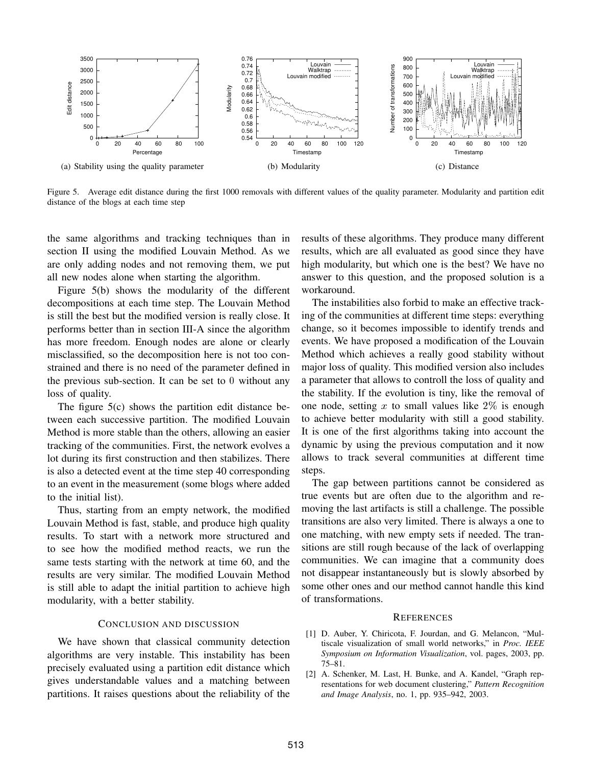3500
3000
2500
2000
1500
1000
500
0
Edit distance
0 20 40 60 80 100
Percentage

(a) Stability using the quality parameter

0.76
0.74
0.72
0.7
0.68
0.66
0.64
0.62
0.6
0.58
0.56
0.54
Modularity
Louvain
Walktrap
Louvain modified
0 20 40 60 80 100 120
Timestamp

(b) Modularity

900
800
700
600
500
400
300
200
100
0
Number of transformations
Louvain
Walktrap
Louvain modified
0 20 40 60 80 100 120
Timestamp

(c) Distance

Figure 5. Average edit distance during the first 1000 removals with different values of the quality parameter. Modularity and partition edit distance of the blogs at each time step

the same algorithms and tracking techniques than in section II using the modified Louvain Method. As we are only adding nodes and not removing them, we put all new nodes alone when starting the algorithm.

Figure 5(b) shows the modularity of the different decompositions at each time step. The Louvain Method is still the best but the modified version is really close. It performs better than in section III-A since the algorithm has more freedom. Enough nodes are alone or clearly misclassified, so the decomposition here is not too constrained and there is no need of the parameter defined in the previous sub-section. It can be set to 0 without any loss of quality.

The figure 5(c) shows the partition edit distance between each successive partition. The modified Louvain Method is more stable than the others, allowing an easier tracking of the communities. First, the network evolves a lot during its first construction and then stabilizes. There is also a detected event at the time step 40 corresponding to an event in the measurement (some blogs where added to the initial list).

Thus, starting from an empty network, the modified Louvain Method is fast, stable, and produce high quality results. To start with a network more structured and to see how the modified method reacts, we run the same tests starting with the network at time 60, and the results are very similar. The modified Louvain Method is still able to adapt the initial partition to achieve high modularity, with a better stability.

## Conclusion and Discussion

We have shown that classical community detection algorithms are very instable. This instability has been precisely evaluated using a partition edit distance which gives understandable values and a matching between partitions. It raises questions about the reliability of the results of these algorithms. They produce many different results, which are all evaluated as good since they have high modularity, but which one is the best? We have no answer to this question, and the proposed solution is a workaround.

The instabilities also forbid to make an effective tracking of the communities at different time steps: everything change, so it becomes impossible to identify trends and events. We have proposed a modification of the Louvain Method which achieves a really good stability without major loss of quality. This modified version also includes a parameter that allows to controll the loss of quality and the stability. If the evolution is tiny, like the removal of one node, setting $x$ to small values like 2% is enough to achieve better modularity with still a good stability. It is one of the first algorithms taking into account the dynamic by using the previous computation and it now allows to track several communities at different time steps.

The gap between partitions cannot be considered as true events but are often due to the algorithm and removing the last artifacts is still a challenge. The possible transitions are also very limited. There is always a one to one matching, with new empty sets if needed. The transitions are still rough because of the lack of overlapping communities. We can imagine that a community does not disappear instantaneously but is slowly absorbed by some other ones and our method cannot handle this kind of transformations.

## References

[1] D. Auber, Y. Chiricota, F. Jourdan, and G. Melancon, "Multiscale visualization of small world networks," in *Proc. IEEE Symposium on Information Visualization*, vol. pages, 2003, pp. 75–81.

[2] A. Schenker, M. Last, H. Bunke, and A. Kandel, "Graph representations for web document clustering," *Pattern Recognition and Image Analysis*, no. 1, pp. 935–942, 2003.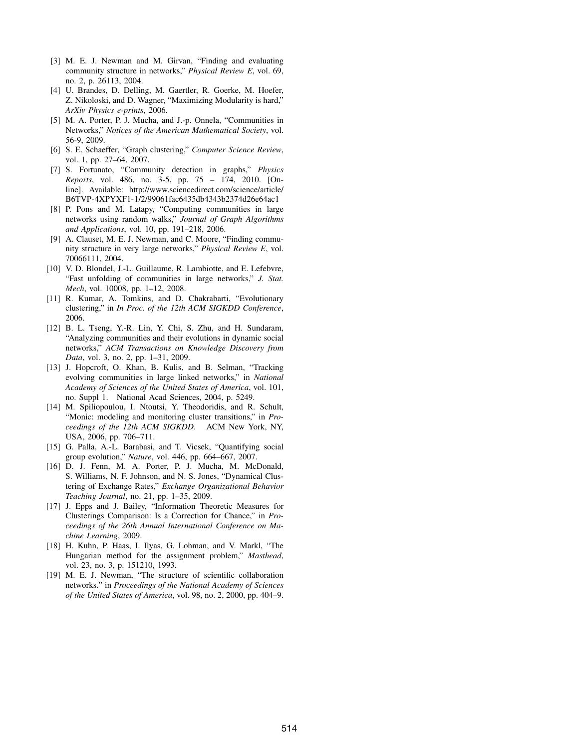[3] M. E. J. Newman and M. Girvan, "Finding and evaluating community structure in networks," *Physical Review E*, vol. 69, no. 2, p. 26113, 2004.

[4] U. Brandes, D. Delling, M. Gaertler, R. Goerke, M. Hoefer, Z. Nikoloski, and D. Wagner, "Maximizing Modularity is hard," *ArXiv Physics e-prints*, 2006.

[5] M. A. Porter, P. J. Mucha, and J.-p. Onnela, "Communities in Networks," *Notices of the American Mathematical Society*, vol. 56-9, 2009.

[6] S. E. Schaeffer, "Graph clustering," *Computer Science Review*, vol. 1, pp. 27–64, 2007.

[7] S. Fortunato, "Community detection in graphs," *Physics Reports*, vol. 486, no. 3-5, pp. 75 – 174, 2010. [Online]. Available: http://www.sciencedirect.com/science/article/B6TVP-4XPYXF1-1/2/99061fac6435db4343b2374d26e64ac1

[8] P. Pons and M. Latapy, "Computing communities in large networks using random walks," *Journal of Graph Algorithms and Applications*, vol. 10, pp. 191–218, 2006.

[9] A. Clauset, M. E. J. Newman, and C. Moore, "Finding community structure in very large networks," *Physical Review E*, vol. 70066111, 2004.

[10] V. D. Blondel, J.-L. Guillaume, R. Lambiotte, and E. Lefebvre, "Fast unfolding of communities in large networks," *J. Stat. Mech*, vol. 10008, pp. 1–12, 2008.

[11] R. Kumar, A. Tomkins, and D. Chakrabarti, "Evolutionary clustering," in *In Proc. of the 12th ACM SIGKDD Conference*, 2006.

[12] B. L. Tseng, Y.-R. Lin, Y. Chi, S. Zhu, and H. Sundaram, "Analyzing communities and their evolutions in dynamic social networks," *ACM Transactions on Knowledge Discovery from Data*, vol. 3, no. 2, pp. 1–31, 2009.

[13] J. Hopcroft, O. Khan, B. Kulis, and B. Selman, "Tracking evolving communities in large linked networks," in *National Academy of Sciences of the United States of America*, vol. 101, no. Suppl 1. National Acad Sciences, 2004, p. 5249.

[14] M. Spiliopoulou, I. Ntoutsi, Y. Theodoridis, and R. Schult, "Monic: modeling and monitoring cluster transitions," in *Proceedings of the 12th ACM SIGKDD*. ACM New York, NY, USA, 2006, pp. 706–711.

[15] G. Palla, A.-L. Barabasi, and T. Vicsek, "Quantifying social group evolution," *Nature*, vol. 446, pp. 664–667, 2007.

[16] D. J. Fenn, M. A. Porter, P. J. Mucha, M. McDonald, S. Williams, N. F. Johnson, and N. S. Jones, "Dynamical Clustering of Exchange Rates," *Exchange Organizational Behavior Teaching Journal*, no. 21, pp. 1–35, 2009.

[17] J. Epps and J. Bailey, "Information Theoretic Measures for Clusterings Comparison: Is a Correction for Chance," in *Proceedings of the 26th Annual International Conference on Machine Learning*, 2009.

[18] H. Kuhn, P. Haas, I. Ilyas, G. Lohman, and V. Markl, "The Hungarian method for the assignment problem," *Masthead*, vol. 23, no. 3, p. 151210, 1993.

[19] M. E. J. Newman, "The structure of scientific collaboration networks." in *Proceedings of the National Academy of Sciences of the United States of America*, vol. 98, no. 2, 2000, pp. 404–9.